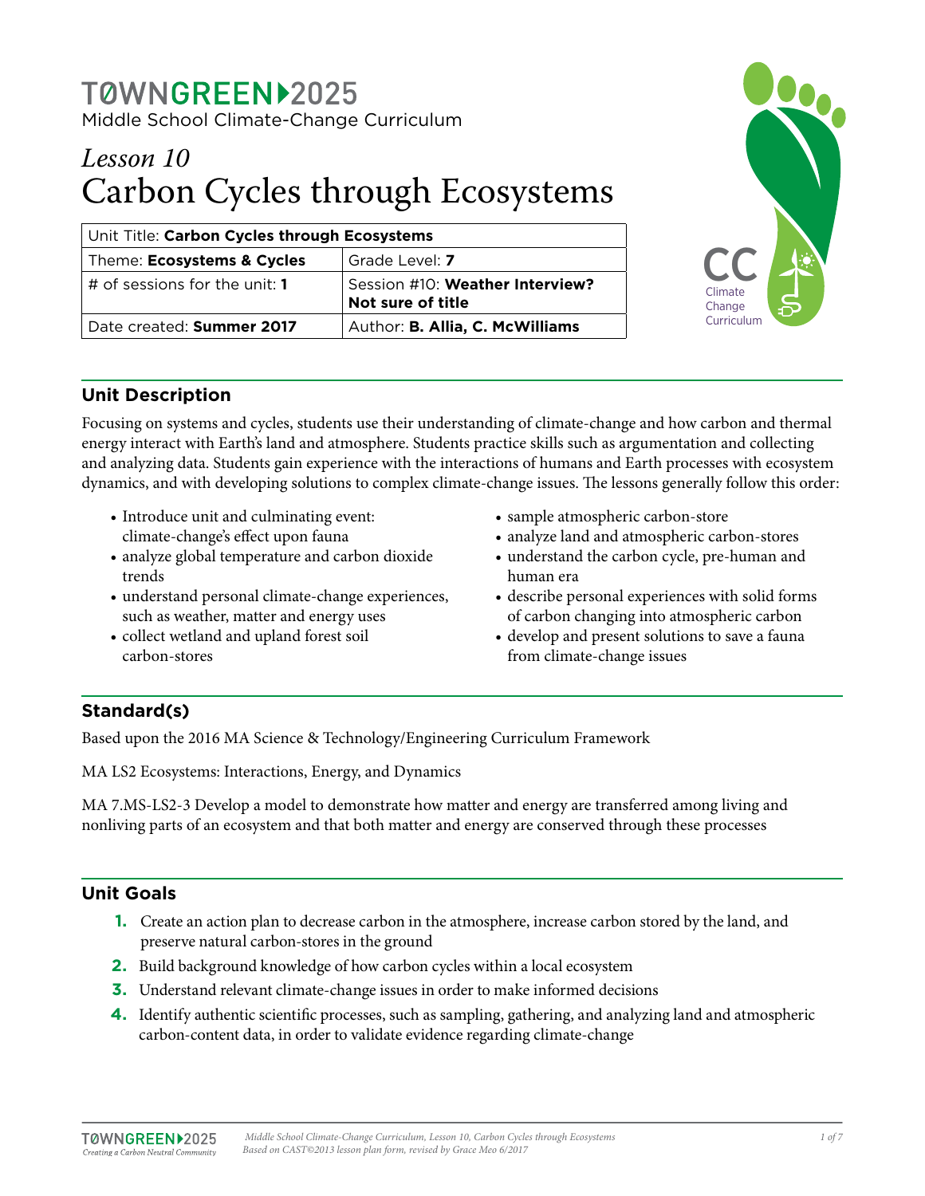# TØWNGREEN 2025

Middle School Climate-Change Curriculum

## *Lesson 10*
## Carbon Cycles through Ecosystems

| Unit Title: **Carbon Cycles through Ecosystems** | |
|---|---|
| Theme: **Ecosystems & Cycles** | Grade Level: **7** |
| # of sessions for the unit: **1** | Session #10: **Weather Interview? Not sure of title** |
| Date created: **Summer 2017** | Author: **B. Allia, C. McWilliams** |

CC Climate Change Curriculum

### Unit Description

Focusing on systems and cycles, students use their understanding of climate-change and how carbon and thermal energy interact with Earth's land and atmosphere. Students practice skills such as argumentation and collecting and analyzing data. Students gain experience with the interactions of humans and Earth processes with ecosystem dynamics, and with developing solutions to complex climate-change issues. The lessons generally follow this order:

- Introduce unit and culminating event: climate-change's effect upon fauna
- analyze global temperature and carbon dioxide trends
- understand personal climate-change experiences, such as weather, matter and energy uses
- collect wetland and upland forest soil carbon-stores
- sample atmospheric carbon-store
- analyze land and atmospheric carbon-stores
- understand the carbon cycle, pre-human and human era
- describe personal experiences with solid forms of carbon changing into atmospheric carbon
- develop and present solutions to save a fauna from climate-change issues

### Standard(s)

Based upon the 2016 MA Science & Technology/Engineering Curriculum Framework

MA LS2 Ecosystems: Interactions, Energy, and Dynamics

MA 7.MS-LS2-3 Develop a model to demonstrate how matter and energy are transferred among living and nonliving parts of an ecosystem and that both matter and energy are conserved through these processes

### Unit Goals

1. Create an action plan to decrease carbon in the atmosphere, increase carbon stored by the land, and preserve natural carbon-stores in the ground
2. Build background knowledge of how carbon cycles within a local ecosystem
3. Understand relevant climate-change issues in order to make informed decisions
4. Identify authentic scientific processes, such as sampling, gathering, and analyzing land and atmospheric carbon-content data, in order to validate evidence regarding climate-change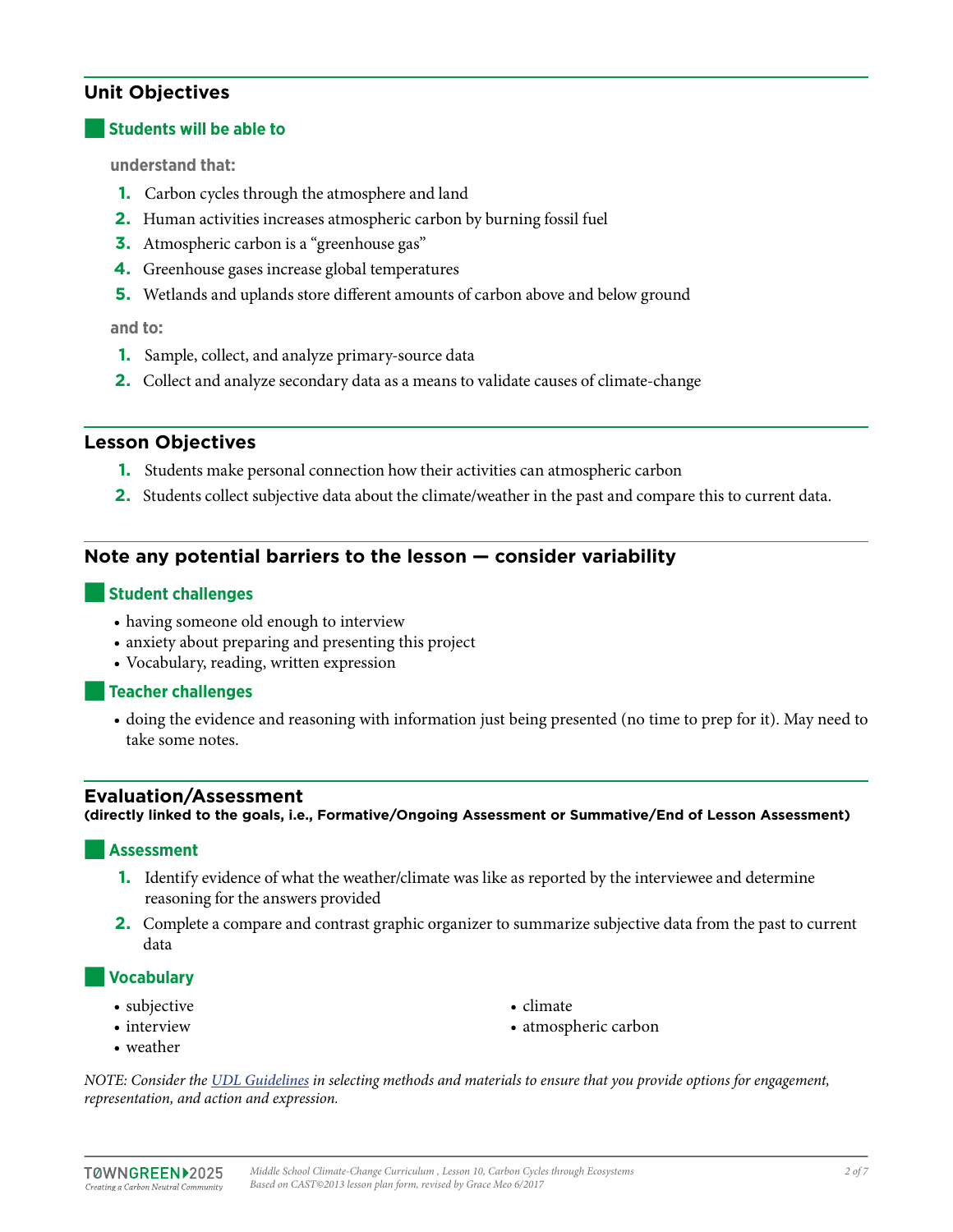## Unit Objectives

### Students will be able to

**understand that:**

1. Carbon cycles through the atmosphere and land
2. Human activities increases atmospheric carbon by burning fossil fuel
3. Atmospheric carbon is a "greenhouse gas"
4. Greenhouse gases increase global temperatures
5. Wetlands and uplands store different amounts of carbon above and below ground

**and to:**

1. Sample, collect, and analyze primary-source data
2. Collect and analyze secondary data as a means to validate causes of climate-change

## Lesson Objectives

1. Students make personal connection how their activities can atmospheric carbon
2. Students collect subjective data about the climate/weather in the past and compare this to current data.

## Note any potential barriers to the lesson — consider variability

### Student challenges

- having someone old enough to interview
- anxiety about preparing and presenting this project
- Vocabulary, reading, written expression

### Teacher challenges

- doing the evidence and reasoning with information just being presented (no time to prep for it). May need to take some notes.

## Evaluation/Assessment

**(directly linked to the goals, i.e., Formative/Ongoing Assessment or Summative/End of Lesson Assessment)**

### Assessment

1. Identify evidence of what the weather/climate was like as reported by the interviewee and determine reasoning for the answers provided
2. Complete a compare and contrast graphic organizer to summarize subjective data from the past to current data

### Vocabulary

- subjective
- interview
- weather
- climate
- atmospheric carbon

*NOTE: Consider the [UDL Guidelines](UDL Guidelines) in selecting methods and materials to ensure that you provide options for engagement, representation, and action and expression.*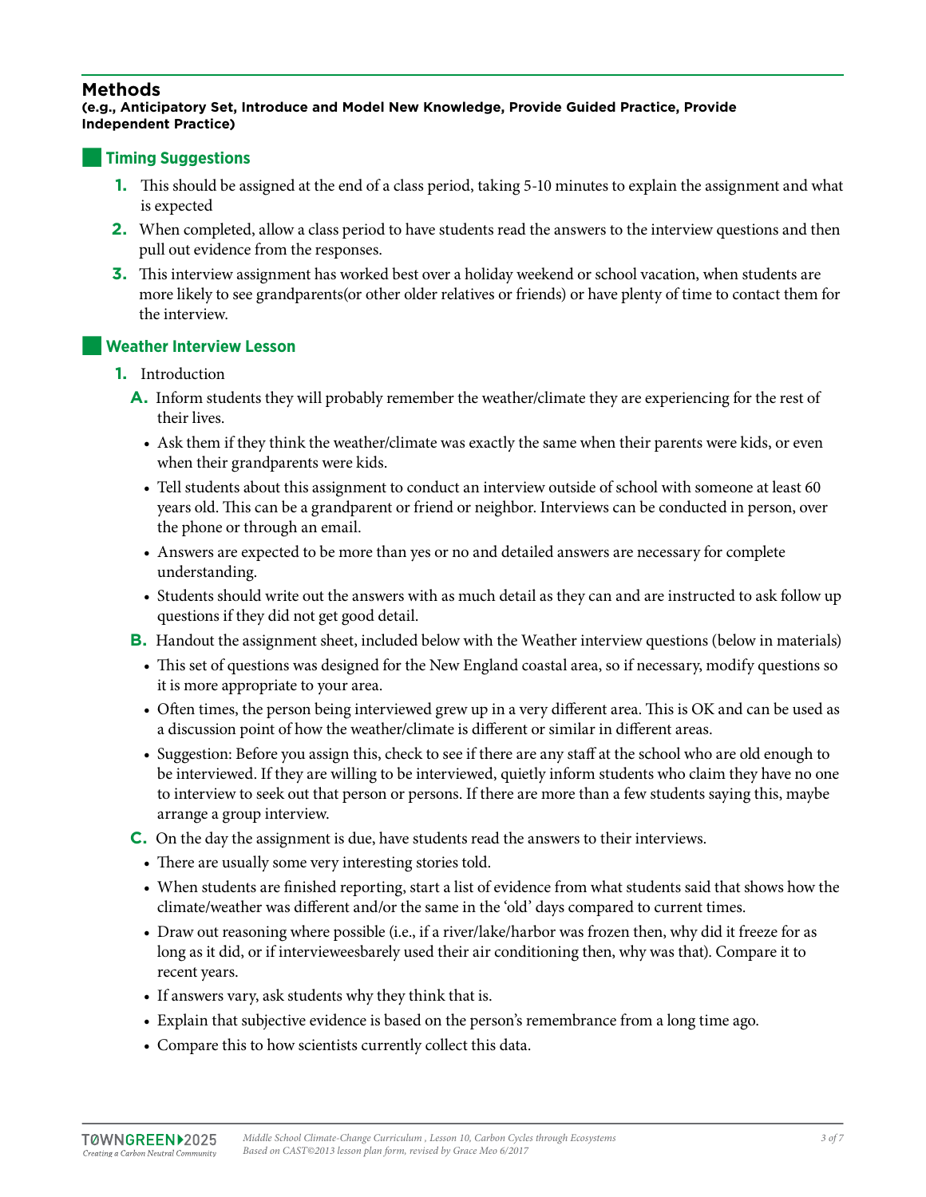## Methods

**(e.g., Anticipatory Set, Introduce and Model New Knowledge, Provide Guided Practice, Provide Independent Practice)**

### Timing Suggestions

1. This should be assigned at the end of a class period, taking 5-10 minutes to explain the assignment and what is expected
2. When completed, allow a class period to have students read the answers to the interview questions and then pull out evidence from the responses.
3. This interview assignment has worked best over a holiday weekend or school vacation, when students are more likely to see grandparents(or other older relatives or friends) or have plenty of time to contact them for the interview.

### Weather Interview Lesson

1. Introduction

   **A.** Inform students they will probably remember the weather/climate they are experiencing for the rest of their lives.

   - Ask them if they think the weather/climate was exactly the same when their parents were kids, or even when their grandparents were kids.
   - Tell students about this assignment to conduct an interview outside of school with someone at least 60 years old. This can be a grandparent or friend or neighbor. Interviews can be conducted in person, over the phone or through an email.
   - Answers are expected to be more than yes or no and detailed answers are necessary for complete understanding.
   - Students should write out the answers with as much detail as they can and are instructed to ask follow up questions if they did not get good detail.

   **B.** Handout the assignment sheet, included below with the Weather interview questions (below in materials)

   - This set of questions was designed for the New England coastal area, so if necessary, modify questions so it is more appropriate to your area.
   - Often times, the person being interviewed grew up in a very different area. This is OK and can be used as a discussion point of how the weather/climate is different or similar in different areas.
   - Suggestion: Before you assign this, check to see if there are any staff at the school who are old enough to be interviewed. If they are willing to be interviewed, quietly inform students who claim they have no one to interview to seek out that person or persons. If there are more than a few students saying this, maybe arrange a group interview.

   **C.** On the day the assignment is due, have students read the answers to their interviews.

   - There are usually some very interesting stories told.
   - When students are finished reporting, start a list of evidence from what students said that shows how the climate/weather was different and/or the same in the 'old' days compared to current times.
   - Draw out reasoning where possible (i.e., if a river/lake/harbor was frozen then, why did it freeze for as long as it did, or if intervieweesbarely used their air conditioning then, why was that). Compare it to recent years.
   - If answers vary, ask students why they think that is.
   - Explain that subjective evidence is based on the person's remembrance from a long time ago.
   - Compare this to how scientists currently collect this data.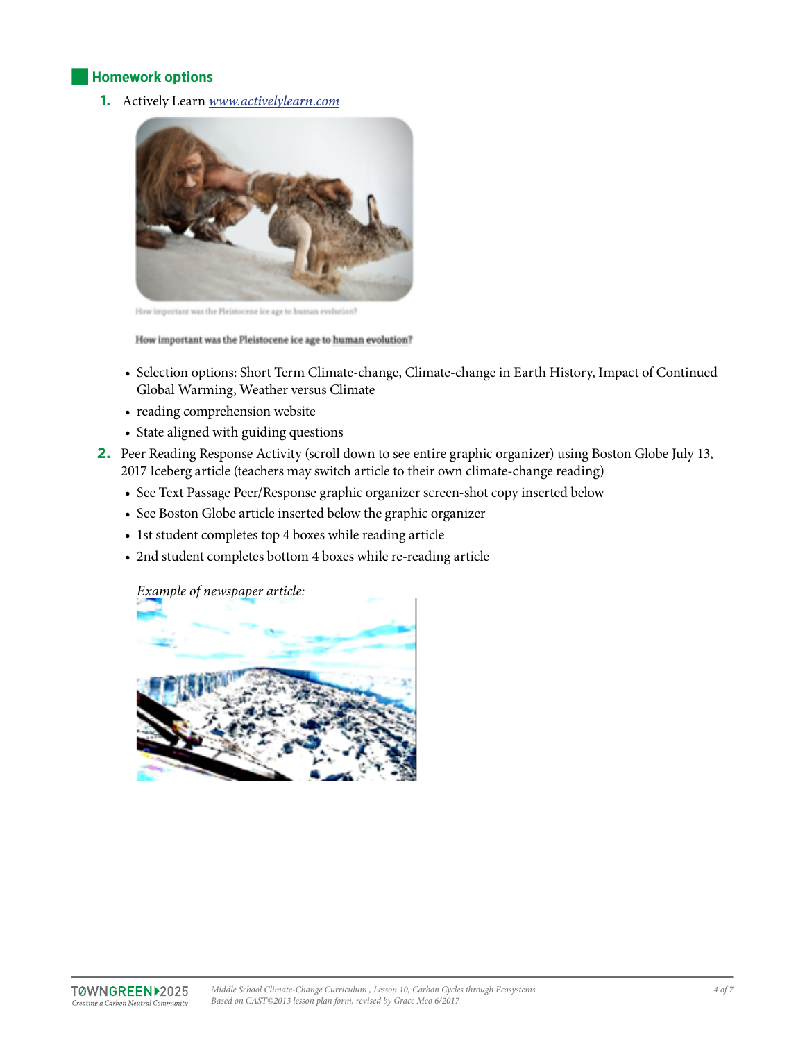## Homework options

1. Actively Learn [www.activelylearn.com](http://www.activelylearn.com)

   How important was the Pleistocene ice age to human evolution?

   **How important was the Pleistocene ice age to human evolution?**

   - Selection options: Short Term Climate-change, Climate-change in Earth History, Impact of Continued Global Warming, Weather versus Climate
   - reading comprehension website
   - State aligned with guiding questions

2. Peer Reading Response Activity (scroll down to see entire graphic organizer) using Boston Globe July 13, 2017 Iceberg article (teachers may switch article to their own climate-change reading)
   - See Text Passage Peer/Response graphic organizer screen-shot copy inserted below
   - See Boston Globe article inserted below the graphic organizer
   - 1st student completes top 4 boxes while reading article
   - 2nd student completes bottom 4 boxes while re-reading article

   *Example of newspaper article:*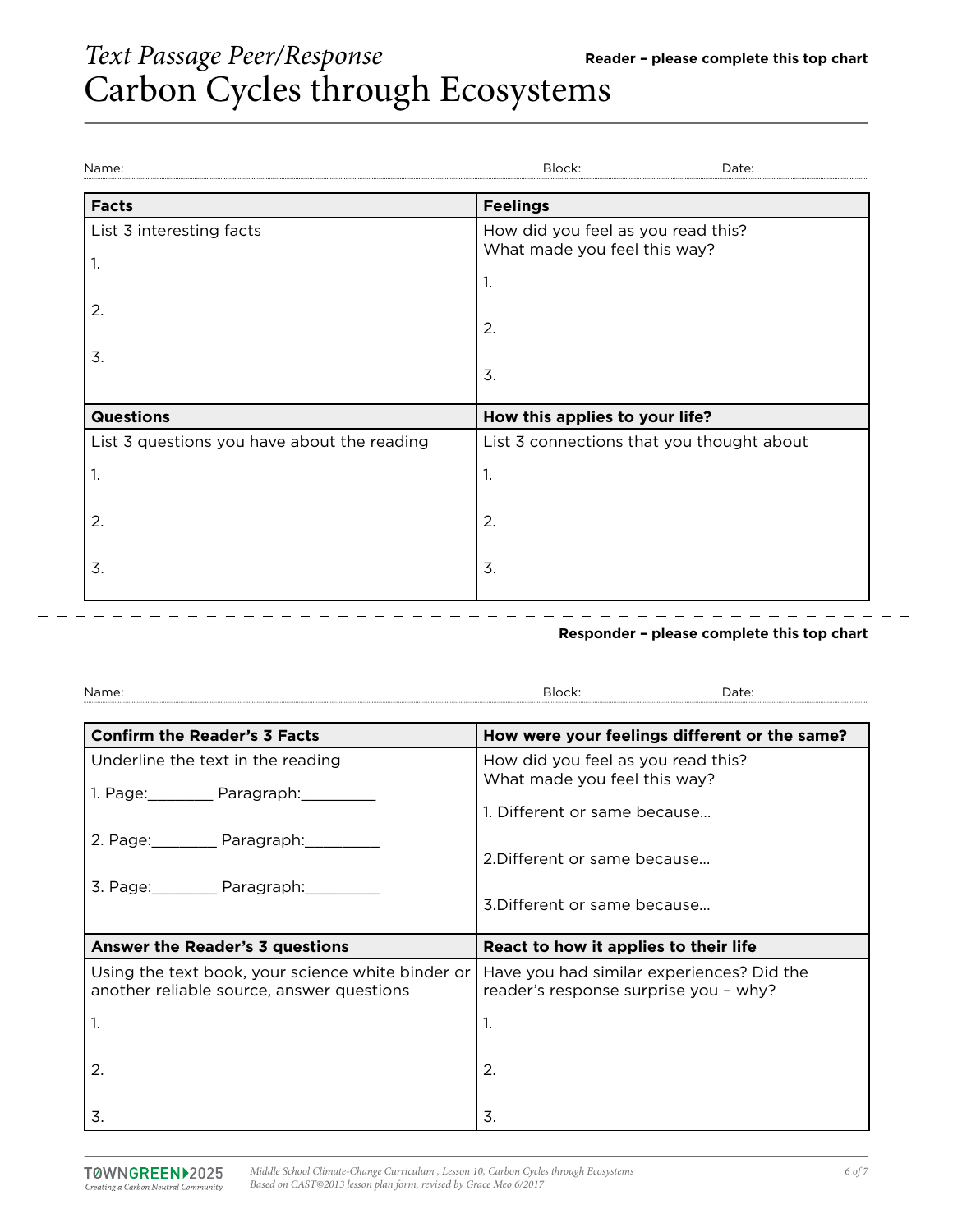*Text Passage Peer/Response*

# Carbon Cycles through Ecosystems

**Reader – please complete this top chart**

Name: Block: Date:

| **Facts** | **Feelings** |
|---|---|
| List 3 interesting facts<br>1.<br>2.<br>3. | How did you feel as you read this?<br>What made you feel this way?<br>1.<br>2.<br>3. |
| **Questions** | **How this applies to your life?** |
| List 3 questions you have about the reading<br>1.<br>2.<br>3. | List 3 connections that you thought about<br>1.<br>2.<br>3. |

---

**Responder – please complete this top chart**

Name: Block: Date:

| **Confirm the Reader's 3 Facts** | **How were your feelings different or the same?** |
|---|---|
| Underline the text in the reading<br>1. Page:________ Paragraph:_________<br>2. Page:________ Paragraph:_________<br>3. Page:________ Paragraph:_________ | How did you feel as you read this?<br>What made you feel this way?<br>1. Different or same because...<br>2.Different or same because...<br>3.Different or same because... |
| **Answer the Reader's 3 questions** | **React to how it applies to their life** |
| Using the text book, your science white binder or another reliable source, answer questions<br>1.<br>2.<br>3. | Have you had similar experiences? Did the reader's response surprise you – why?<br>1.<br>2.<br>3. |

TOWNGREEN2025 *Creating a Carbon Neutral Community*

*Middle School Climate-Change Curriculum , Lesson 10, Carbon Cycles through Ecosystems*
*Based on CAST©2013 lesson plan form, revised by Grace Meo 6/2017*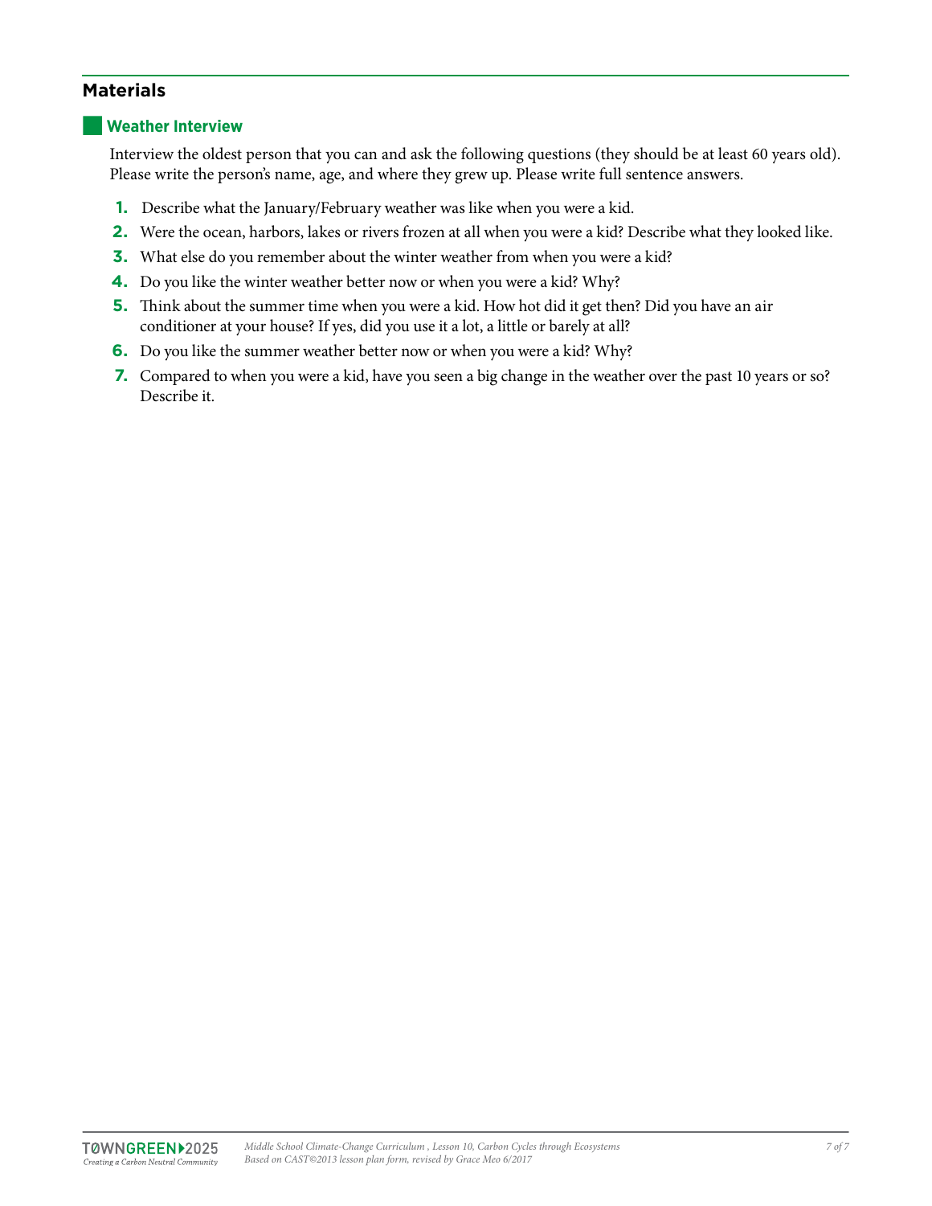## Materials

### Weather Interview

Interview the oldest person that you can and ask the following questions (they should be at least 60 years old). Please write the person's name, age, and where they grew up. Please write full sentence answers.

1. Describe what the January/February weather was like when you were a kid.
2. Were the ocean, harbors, lakes or rivers frozen at all when you were a kid? Describe what they looked like.
3. What else do you remember about the winter weather from when you were a kid?
4. Do you like the winter weather better now or when you were a kid? Why?
5. Think about the summer time when you were a kid. How hot did it get then? Did you have an air conditioner at your house? If yes, did you use it a lot, a little or barely at all?
6. Do you like the summer weather better now or when you were a kid? Why?
7. Compared to when you were a kid, have you seen a big change in the weather over the past 10 years or so? Describe it.